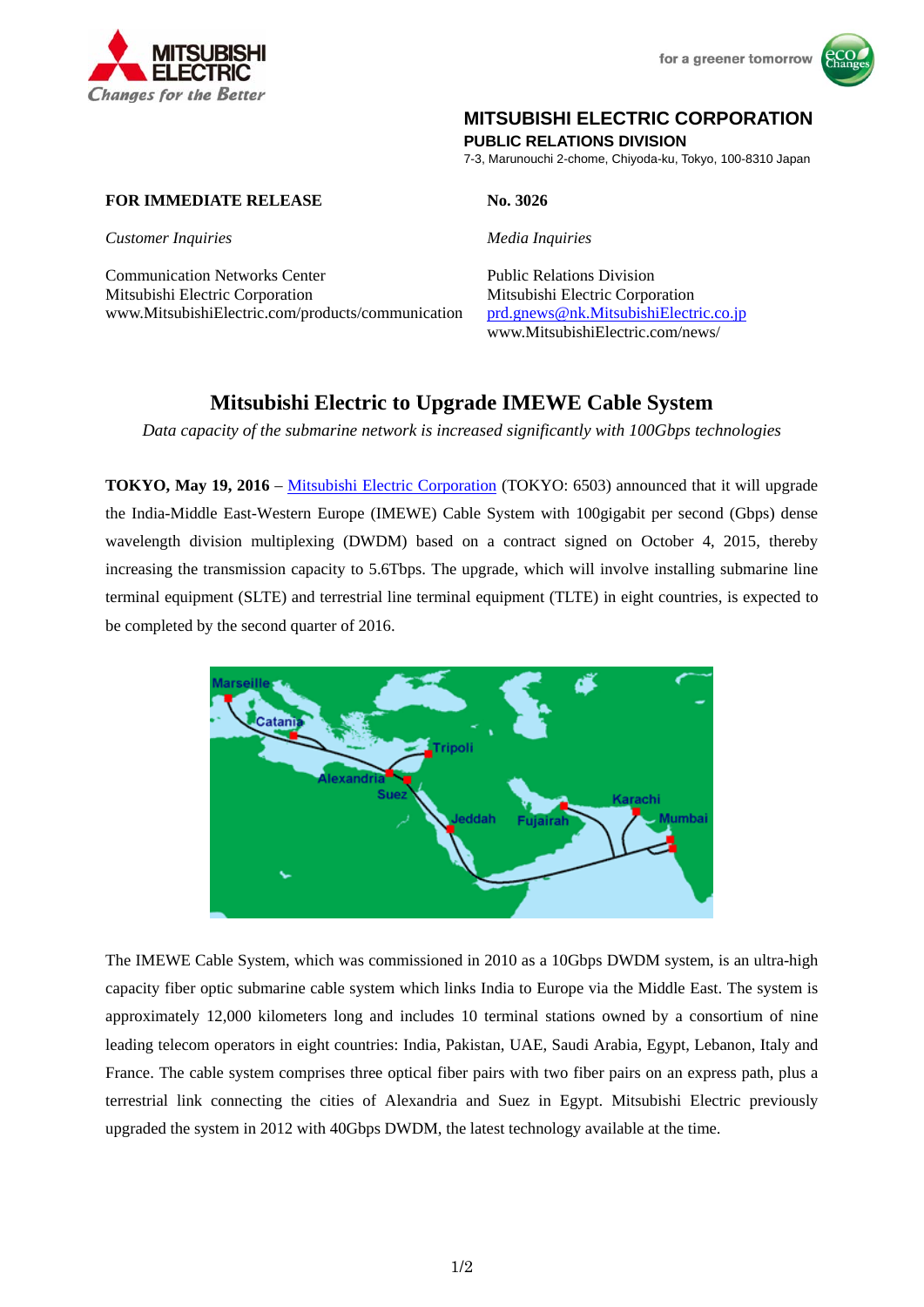MITSUBISHI ELECTRIC
Changes for the Better

for a greener tomorrow

**MITSUBISHI ELECTRIC CORPORATION**
**PUBLIC RELATIONS DIVISION**
7-3, Marunouchi 2-chome, Chiyoda-ku, Tokyo, 100-8310 Japan

**FOR IMMEDIATE RELEASE**

**No. 3026**

*Customer Inquiries*

Communication Networks Center
Mitsubishi Electric Corporation
www.MitsubishiElectric.com/products/communication

*Media Inquiries*

Public Relations Division
Mitsubishi Electric Corporation
prd.gnews@nk.MitsubishiElectric.co.jp
www.MitsubishiElectric.com/news/

# Mitsubishi Electric to Upgrade IMEWE Cable System

*Data capacity of the submarine network is increased significantly with 100Gbps technologies*

**TOKYO, May 19, 2016** – Mitsubishi Electric Corporation (TOKYO: 6503) announced that it will upgrade the India-Middle East-Western Europe (IMEWE) Cable System with 100gigabit per second (Gbps) dense wavelength division multiplexing (DWDM) based on a contract signed on October 4, 2015, thereby increasing the transmission capacity to 5.6Tbps. The upgrade, which will involve installing submarine line terminal equipment (SLTE) and terrestrial line terminal equipment (TLTE) in eight countries, is expected to be completed by the second quarter of 2016.

Marseille
Catania
Tripoli
Alexandria
Suez
Jeddah
Fujairah
Karachi
Mumbai

The IMEWE Cable System, which was commissioned in 2010 as a 10Gbps DWDM system, is an ultra-high capacity fiber optic submarine cable system which links India to Europe via the Middle East. The system is approximately 12,000 kilometers long and includes 10 terminal stations owned by a consortium of nine leading telecom operators in eight countries: India, Pakistan, UAE, Saudi Arabia, Egypt, Lebanon, Italy and France. The cable system comprises three optical fiber pairs with two fiber pairs on an express path, plus a terrestrial link connecting the cities of Alexandria and Suez in Egypt. Mitsubishi Electric previously upgraded the system in 2012 with 40Gbps DWDM, the latest technology available at the time.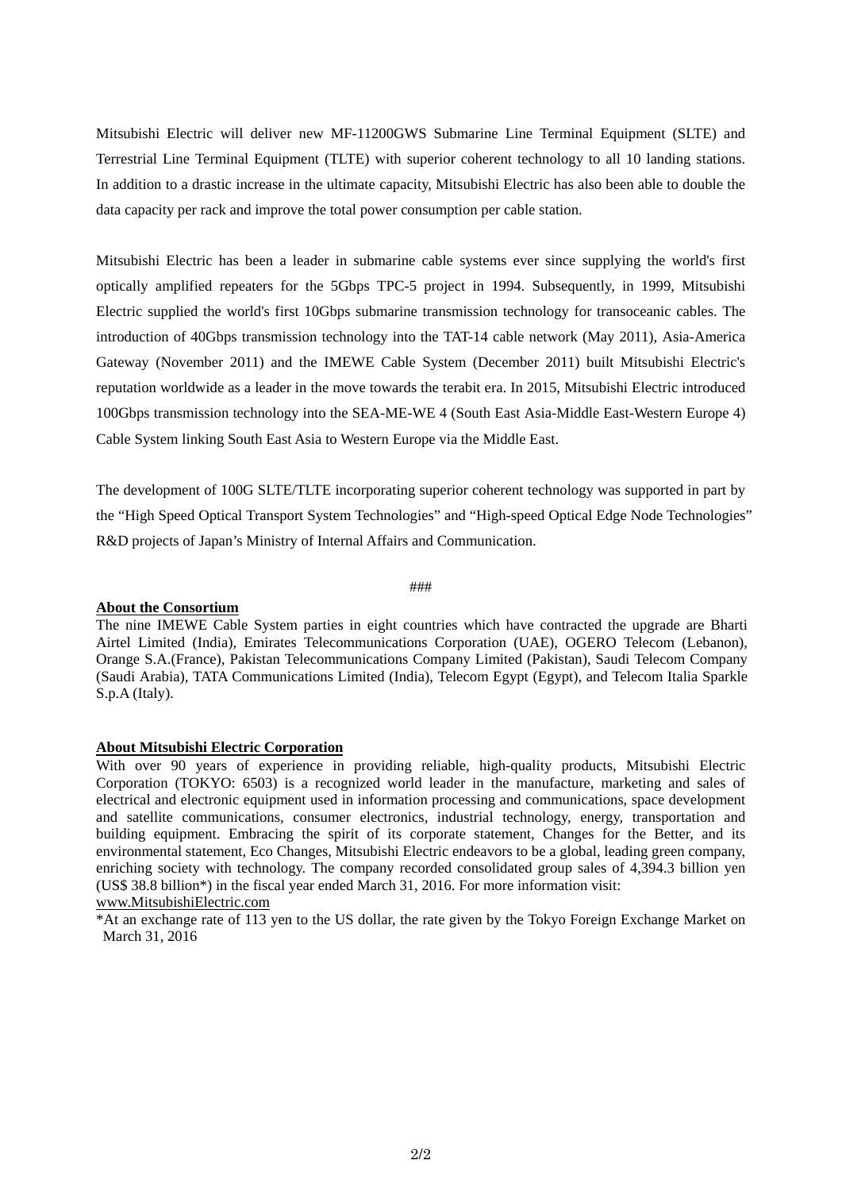Mitsubishi Electric will deliver new MF-11200GWS Submarine Line Terminal Equipment (SLTE) and Terrestrial Line Terminal Equipment (TLTE) with superior coherent technology to all 10 landing stations. In addition to a drastic increase in the ultimate capacity, Mitsubishi Electric has also been able to double the data capacity per rack and improve the total power consumption per cable station.

Mitsubishi Electric has been a leader in submarine cable systems ever since supplying the world's first optically amplified repeaters for the 5Gbps TPC-5 project in 1994. Subsequently, in 1999, Mitsubishi Electric supplied the world's first 10Gbps submarine transmission technology for transoceanic cables. The introduction of 40Gbps transmission technology into the TAT-14 cable network (May 2011), Asia-America Gateway (November 2011) and the IMEWE Cable System (December 2011) built Mitsubishi Electric's reputation worldwide as a leader in the move towards the terabit era. In 2015, Mitsubishi Electric introduced 100Gbps transmission technology into the SEA-ME-WE 4 (South East Asia-Middle East-Western Europe 4) Cable System linking South East Asia to Western Europe via the Middle East.

The development of 100G SLTE/TLTE incorporating superior coherent technology was supported in part by the “High Speed Optical Transport System Technologies” and “High-speed Optical Edge Node Technologies” R&D projects of Japan’s Ministry of Internal Affairs and Communication.

###

**About the Consortium**

The nine IMEWE Cable System parties in eight countries which have contracted the upgrade are Bharti Airtel Limited (India), Emirates Telecommunications Corporation (UAE), OGERO Telecom (Lebanon), Orange S.A.(France), Pakistan Telecommunications Company Limited (Pakistan), Saudi Telecom Company (Saudi Arabia), TATA Communications Limited (India), Telecom Egypt (Egypt), and Telecom Italia Sparkle S.p.A (Italy).

**About Mitsubishi Electric Corporation**

With over 90 years of experience in providing reliable, high-quality products, Mitsubishi Electric Corporation (TOKYO: 6503) is a recognized world leader in the manufacture, marketing and sales of electrical and electronic equipment used in information processing and communications, space development and satellite communications, consumer electronics, industrial technology, energy, transportation and building equipment. Embracing the spirit of its corporate statement, Changes for the Better, and its environmental statement, Eco Changes, Mitsubishi Electric endeavors to be a global, leading green company, enriching society with technology. The company recorded consolidated group sales of 4,394.3 billion yen (US$ 38.8 billion*) in the fiscal year ended March 31, 2016. For more information visit: www.MitsubishiElectric.com

*At an exchange rate of 113 yen to the US dollar, the rate given by the Tokyo Foreign Exchange Market on March 31, 2016